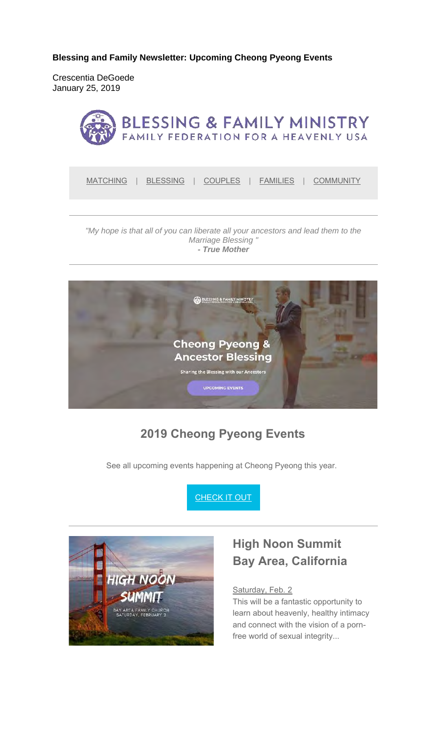**Blessing and Family Newsletter: Upcoming Cheong Pyeong Events**

Crescentia DeGoede
January 25, 2019

BLESSING & FAMILY MINISTRY
FAMILY FEDERATION FOR A HEAVENLY USA

MATCHING | BLESSING | COUPLES | FAMILIES | COMMUNITY

---

*"My hope is that all of you can liberate all your ancestors and lead them to the Marriage Blessing "*
***- True Mother***

---

Cheong Pyeong & Ancestor Blessing

Sharing the Blessing with our Ancestors

UPCOMING EVENTS

## 2019 Cheong Pyeong Events

See all upcoming events happening at Cheong Pyeong this year.

CHECK IT OUT

---

HIGH NOON SUMMIT
BAY AREA FAMILY CHURCH
SATURDAY, FEBRUARY 2

## High Noon Summit Bay Area, California

Saturday, Feb. 2
This will be a fantastic opportunity to learn about heavenly, healthy intimacy and connect with the vision of a porn-free world of sexual integrity...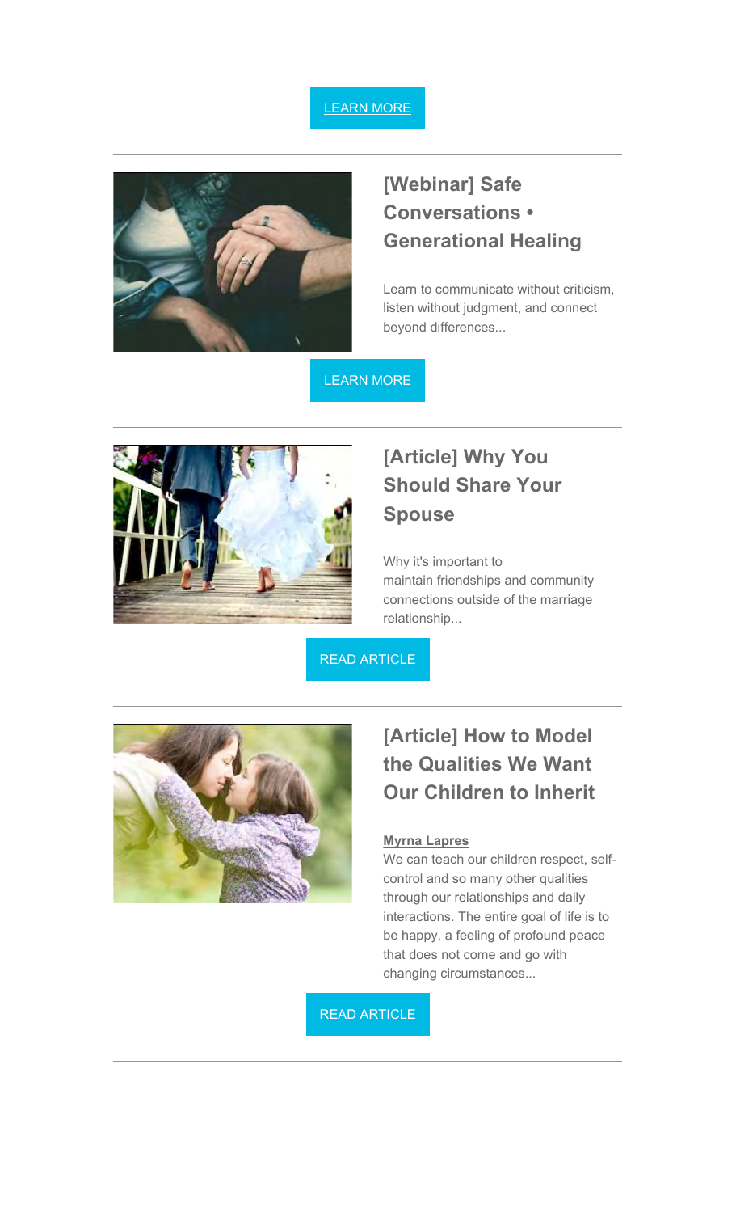LEARN MORE

---

### [Webinar] Safe Conversations • Generational Healing

Learn to communicate without criticism, listen without judgment, and connect beyond differences...

LEARN MORE

---

### [Article] Why You Should Share Your Spouse

Why it's important to maintain friendships and community connections outside of the marriage relationship...

READ ARTICLE

---

### [Article] How to Model the Qualities We Want Our Children to Inherit

**Myrna Lapres**

We can teach our children respect, self-control and so many other qualities through our relationships and daily interactions. The entire goal of life is to be happy, a feeling of profound peace that does not come and go with changing circumstances...

READ ARTICLE

---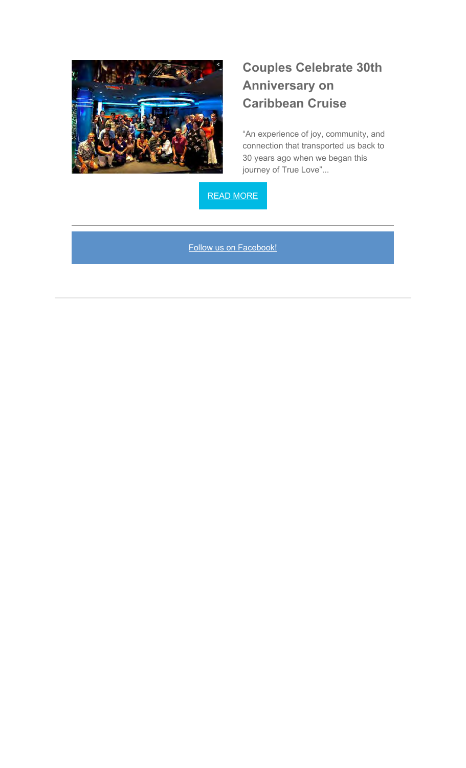## Couples Celebrate 30th Anniversary on Caribbean Cruise

“An experience of joy, community, and connection that transported us back to 30 years ago when we began this journey of True Love”...

READ MORE

---

Follow us on Facebook!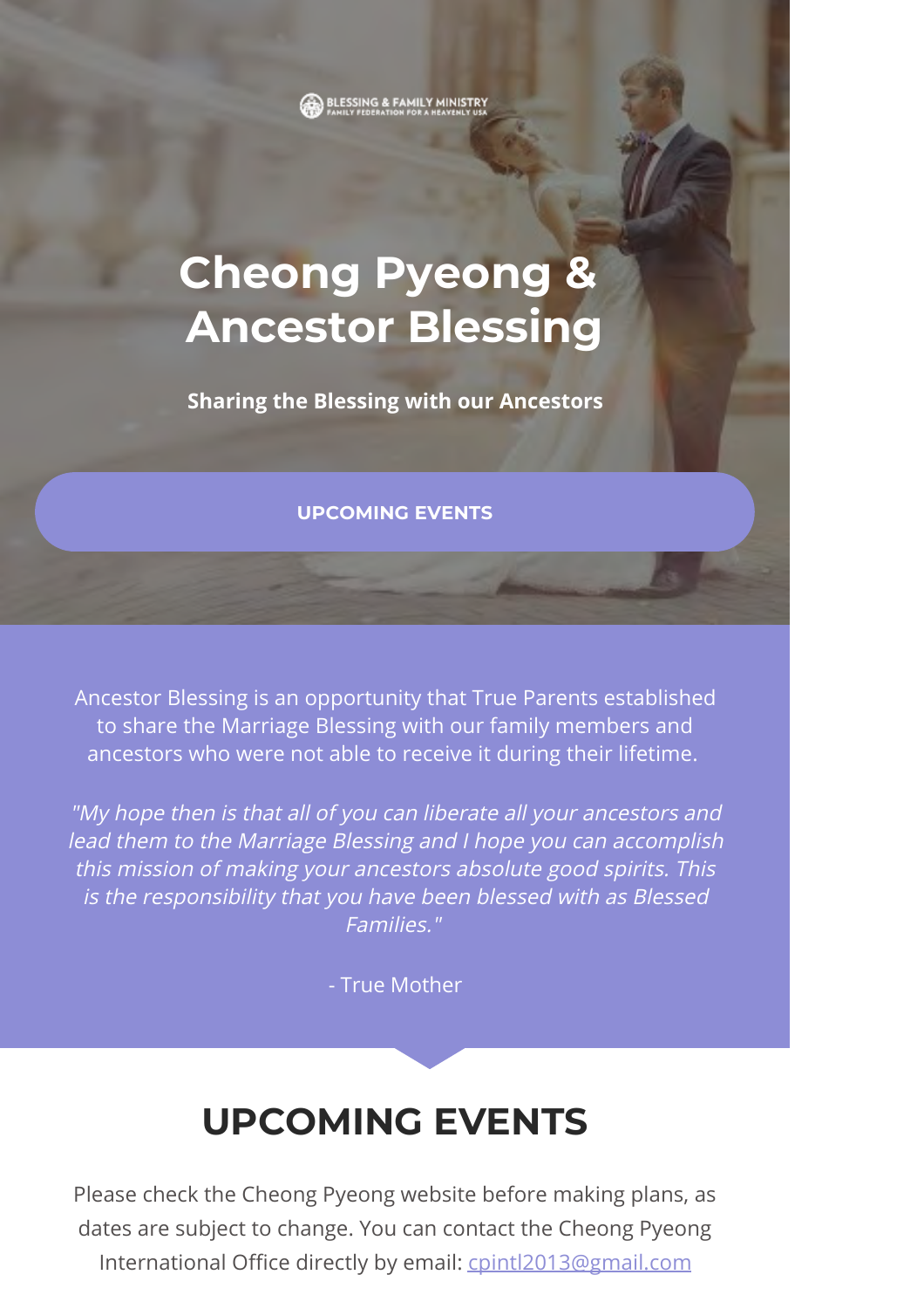BLESSING & FAMILY MINISTRY
FAMILY FEDERATION FOR A HEAVENLY USA

# Cheong Pyeong & Ancestor Blessing

**Sharing the Blessing with our Ancestors**

**UPCOMING EVENTS**

Ancestor Blessing is an opportunity that True Parents established to share the Marriage Blessing with our family members and ancestors who were not able to receive it during their lifetime.

*"My hope then is that all of you can liberate all your ancestors and lead them to the Marriage Blessing and I hope you can accomplish this mission of making your ancestors absolute good spirits. This is the responsibility that you have been blessed with as Blessed Families."*

- True Mother

## UPCOMING EVENTS

Please check the Cheong Pyeong website before making plans, as dates are subject to change. You can contact the Cheong Pyeong International Office directly by email: cpintl2013@gmail.com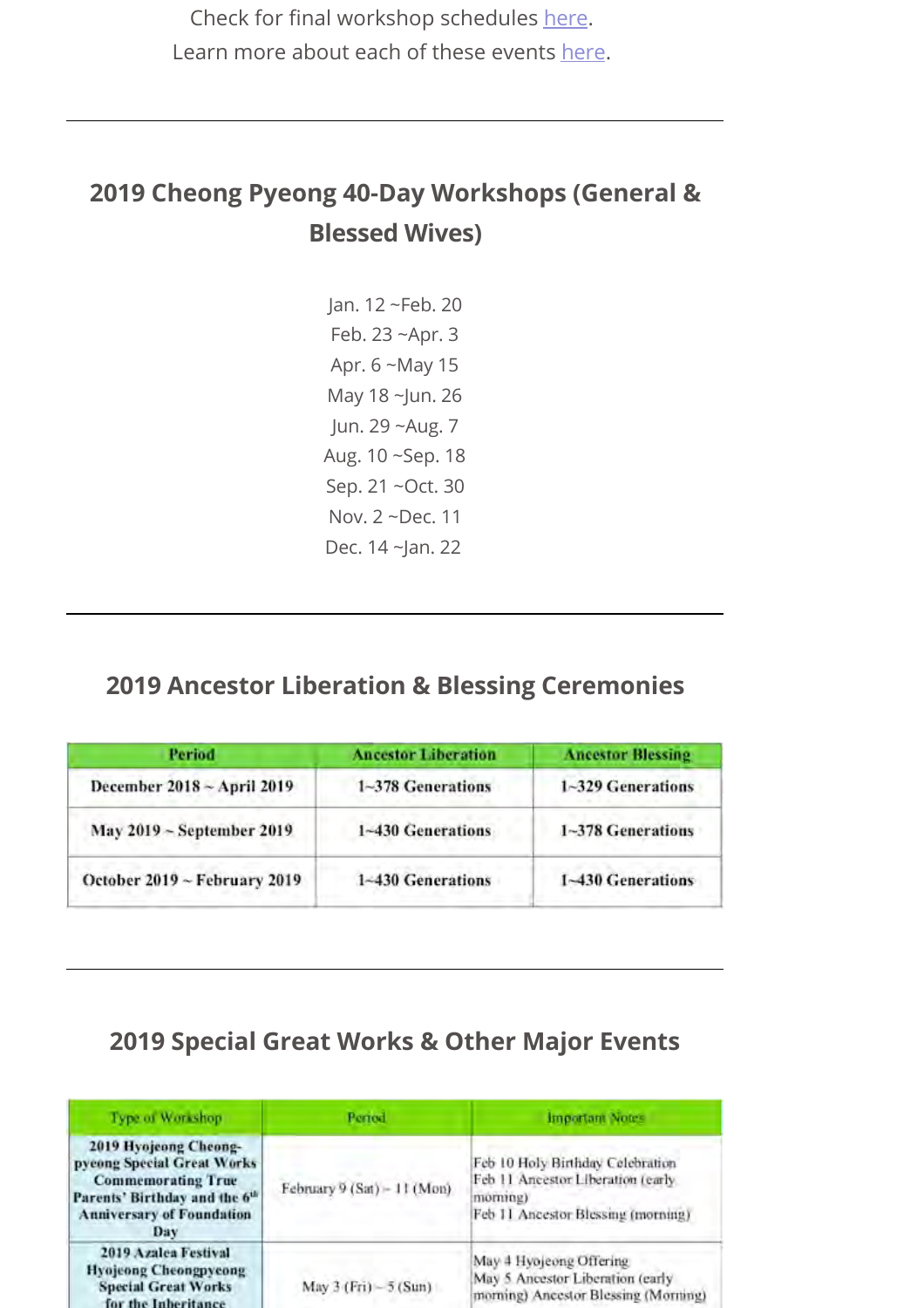Check for final workshop schedules here.
Learn more about each of these events here.

---

## 2019 Cheong Pyeong 40-Day Workshops (General & Blessed Wives)

Jan. 12 ~Feb. 20
Feb. 23 ~Apr. 3
Apr. 6 ~May 15
May 18 ~Jun. 26
Jun. 29 ~Aug. 7
Aug. 10 ~Sep. 18
Sep. 21 ~Oct. 30
Nov. 2 ~Dec. 11
Dec. 14 ~Jan. 22

---

## 2019 Ancestor Liberation & Blessing Ceremonies

| Period | Ancestor Liberation | Ancestor Blessing |
|---|---|---|
| December 2018 ~ April 2019 | 1~378 Generations | 1~329 Generations |
| May 2019 ~ September 2019 | 1~430 Generations | 1~378 Generations |
| October 2019 ~ February 2019 | 1~430 Generations | 1~430 Generations |

---

## 2019 Special Great Works & Other Major Events

| Type of Workshop | Period | Important Notes |
|---|---|---|
| **2019 Hyojeong Cheong-pyeong Special Great Works Commemorating True Parents' Birthday and the 6th Anniversary of Foundation Day** | February 9 (Sat) ~ 11 (Mon) | Feb 10 Holy Birthday Celebration<br>Feb 11 Ancestor Liberation (early morning)<br>Feb 11 Ancestor Blessing (morning) |
| **2019 Azalea Festival Hyojeong Cheongpyeong Special Great Works for the Inheritance** | May 3 (Fri) ~ 5 (Sun) | May 4 Hyojeong Offering<br>May 5 Ancestor Liberation (early morning) Ancestor Blessing (Morning) |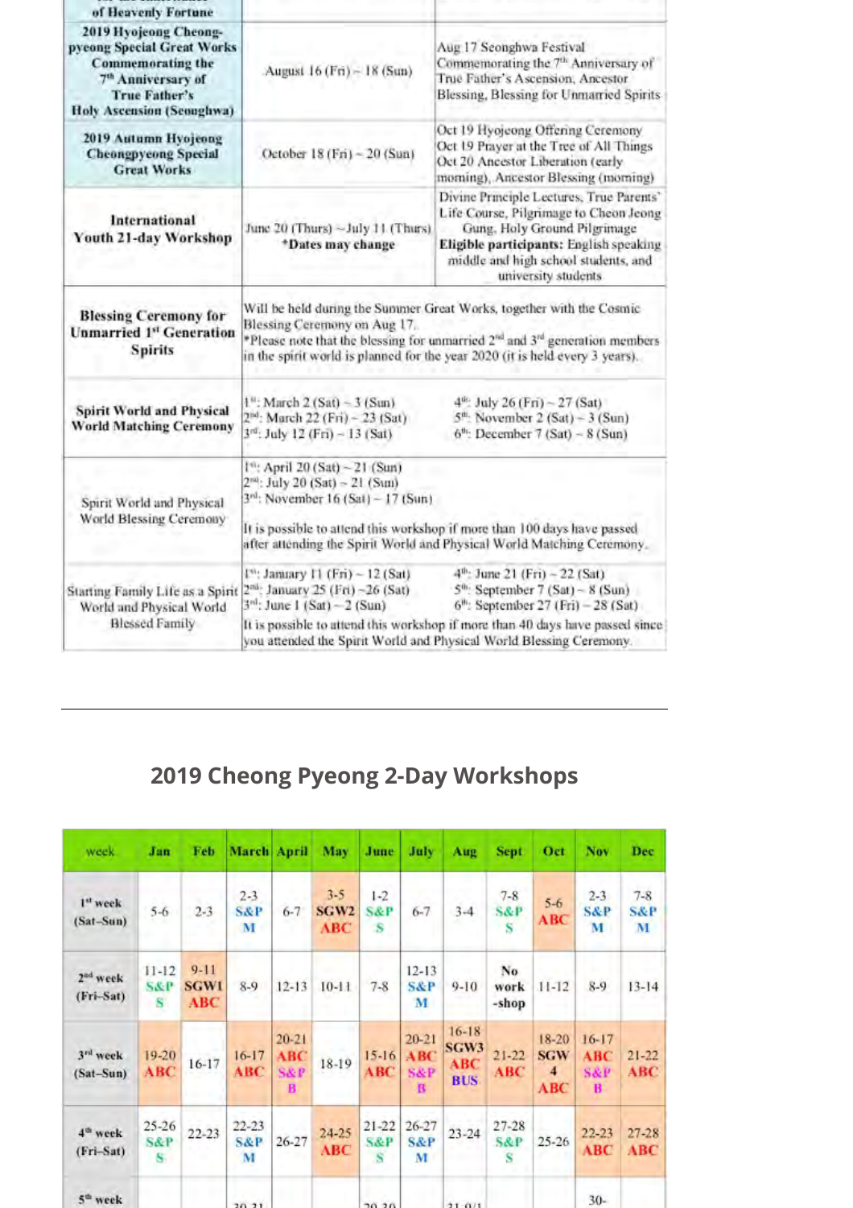| of Heavenly Fortune | | |
|---|---|---|
| 2019 Hyojeong Cheong-pyeong Special Great Works Commemorating the 7th Anniversary of True Father's Holy Ascension (Seonghwa) | August 16 (Fri) ~ 18 (Sun) | Aug 17 Seonghwa Festival Commemorating the 7th Anniversary of True Father's Ascension, Ancestor Blessing, Blessing for Unmarried Spirits |
| 2019 Autumn Hyojeong Cheongpyeong Special Great Works | October 18 (Fri) ~ 20 (Sun) | Oct 19 Hyojeong Offering Ceremony<br>Oct 19 Prayer at the Tree of All Things<br>Oct 20 Ancestor Liberation (early morning), Ancestor Blessing (morning) |
| International Youth 21-day Workshop | June 20 (Thurs) ~July 11 (Thurs)<br>*Dates may change | Divine Principle Lectures, True Parents' Life Course, Pilgrimage to Cheon Jeong Gung, Holy Ground Pilgrimage<br>**Eligible participants:** English speaking middle and high school students, and university students |
| Blessing Ceremony for Unmarried 1st Generation Spirits | Will be held during the Summer Great Works, together with the Cosmic Blessing Ceremony on Aug 17.<br>*Please note that the blessing for unmarried 2nd and 3rd generation members in the spirit world is planned for the year 2020 (it is held every 3 years). | |
| Spirit World and Physical World Matching Ceremony | 1st: March 2 (Sat) ~ 3 (Sun)<br>2nd: March 22 (Fri) ~ 23 (Sat)<br>3rd: July 12 (Fri) ~ 13 (Sat) | 4th: July 26 (Fri) ~ 27 (Sat)<br>5th: November 2 (Sat) ~ 3 (Sun)<br>6th: December 7 (Sat) ~ 8 (Sun) |
| Spirit World and Physical World Blessing Ceremony | 1st: April 20 (Sat) ~ 21 (Sun)<br>2nd: July 20 (Sat) ~ 21 (Sun)<br>3rd: November 16 (Sat) ~ 17 (Sun)<br><br>It is possible to attend this workshop if more than 100 days have passed after attending the Spirit World and Physical World Matching Ceremony. | |
| Starting Family Life as a Spirit World and Physical World Blessed Family | 1st: January 11 (Fri) ~ 12 (Sat)<br>2nd: January 25 (Fri) ~ 26 (Sat)<br>3rd: June 1 (Sat) ~ 2 (Sun)<br>It is possible to attend this workshop if more than 40 days have passed since you attended the Spirit World and Physical World Blessing Ceremony. | 4th: June 21 (Fri) ~ 22 (Sat)<br>5th: September 7 (Sat) ~ 8 (Sun)<br>6th: September 27 (Fri) ~ 28 (Sat) |

---

## 2019 Cheong Pyeong 2-Day Workshops

| week | Jan | Feb | March | April | May | June | July | Aug | Sept | Oct | Nov | Dec |
|---|---|---|---|---|---|---|---|---|---|---|---|---|
| 1st week (Sat-Sun) | 5-6 | 2-3 | 2-3 S&P M | 6-7 | 3-5 SGW2 ABC | 1-2 S&P S | 6-7 | 3-4 | 7-8 S&P S | 5-6 ABC | 2-3 S&P M | 7-8 S&P M |
| 2nd week (Fri-Sat) | 11-12 S&P S | 9-11 SGW1 ABC | 8-9 | 12-13 | 10-11 | 7-8 | 12-13 S&P M | 9-10 | No work-shop | 11-12 | 8-9 | 13-14 |
| 3rd week (Sat-Sun) | 19-20 ABC | 16-17 | 16-17 ABC | 20-21 ABC S&P B | 18-19 | 15-16 ABC | 20-21 ABC S&P B | 16-18 SGW3 ABC BUS | 21-22 ABC | 18-20 SGW 4 ABC | 16-17 ABC S&P B | 21-22 ABC |
| 4th week (Fri-Sat) | 25-26 S&P S | 22-23 | 22-23 S&P M | 26-27 | 24-25 ABC | 21-22 S&P S | 26-27 S&P M | 23-24 | 27-28 S&P S | 25-26 | 22-23 ABC | 27-28 ABC |
| 5th week | | | 30-31 | | | 29-30 | | 31-9/1 | | | 30- | |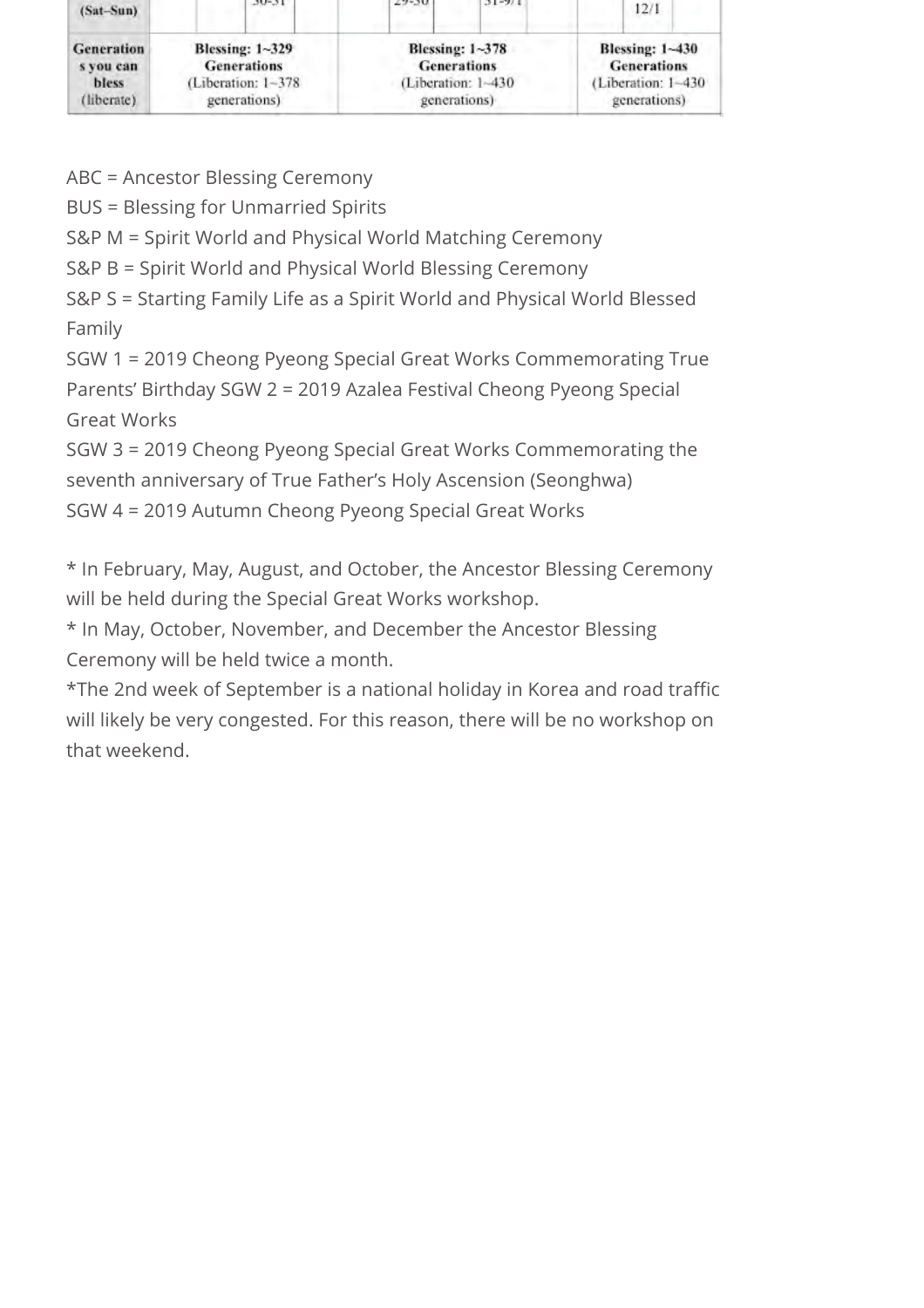| (Sat–Sun) | | 30-31 | | 29-30 | 31-9/1 | | 12/1 | |
|---|---|---|---|---|---|---|---|---|
| Generations you can bless (liberate) | Blessing: 1~329 Generations (Liberation: 1~378 generations) | | | Blessing: 1~378 Generations (Liberation: 1~430 generations) | | | Blessing: 1~430 Generations (Liberation: 1~430 generations) | |

ABC = Ancestor Blessing Ceremony

BUS = Blessing for Unmarried Spirits

S&P M = Spirit World and Physical World Matching Ceremony

S&P B = Spirit World and Physical World Blessing Ceremony

S&P S = Starting Family Life as a Spirit World and Physical World Blessed Family

SGW 1 = 2019 Cheong Pyeong Special Great Works Commemorating True Parents' Birthday SGW 2 = 2019 Azalea Festival Cheong Pyeong Special Great Works

SGW 3 = 2019 Cheong Pyeong Special Great Works Commemorating the seventh anniversary of True Father's Holy Ascension (Seonghwa)

SGW 4 = 2019 Autumn Cheong Pyeong Special Great Works

* In February, May, August, and October, the Ancestor Blessing Ceremony will be held during the Special Great Works workshop.

* In May, October, November, and December the Ancestor Blessing Ceremony will be held twice a month.

*The 2nd week of September is a national holiday in Korea and road traffic will likely be very congested. For this reason, there will be no workshop on that weekend.